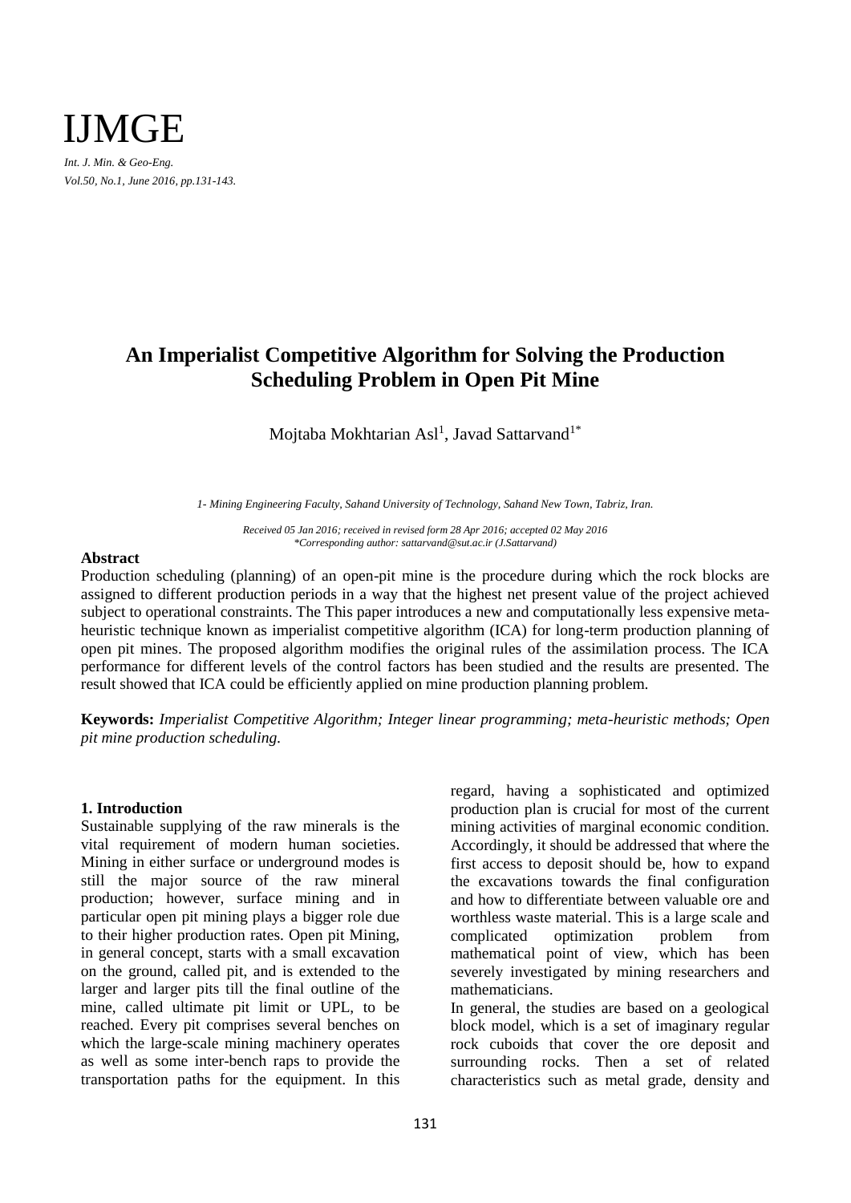# An Imperialist Competitive Algorithm for Solving the Production Scheduling Problem in Open Pit Mine

Mojtaba Mokhtarian Asl[1], Javad Sattarvand[1*]

*1- Mining Engineering Faculty, Sahand University of Technology, Sahand New Town, Tabriz, Iran.*

*Received 05 Jan 2016; received in revised form 28 Apr 2016; accepted 02 May 2016*
*\*Corresponding author: sattarvand@sut.ac.ir (J.Sattarvand)*

### Abstract

Production scheduling (planning) of an open-pit mine is the procedure during which the rock blocks are assigned to different production periods in a way that the highest net present value of the project achieved subject to operational constraints. The This paper introduces a new and computationally less expensive meta-heuristic technique known as imperialist competitive algorithm (ICA) for long-term production planning of open pit mines. The proposed algorithm modifies the original rules of the assimilation process. The ICA performance for different levels of the control factors has been studied and the results are presented. The result showed that ICA could be efficiently applied on mine production planning problem.

**Keywords:** *Imperialist Competitive Algorithm; Integer linear programming; meta-heuristic methods; Open pit mine production scheduling.*

### 1. Introduction

Sustainable supplying of the raw minerals is the vital requirement of modern human societies. Mining in either surface or underground modes is still the major source of the raw mineral production; however, surface mining and in particular open pit mining plays a bigger role due to their higher production rates. Open pit Mining, in general concept, starts with a small excavation on the ground, called pit, and is extended to the larger and larger pits till the final outline of the mine, called ultimate pit limit or UPL, to be reached. Every pit comprises several benches on which the large-scale mining machinery operates as well as some inter-bench raps to provide the transportation paths for the equipment. In this regard, having a sophisticated and optimized production plan is crucial for most of the current mining activities of marginal economic condition. Accordingly, it should be addressed that where the first access to deposit should be, how to expand the excavations towards the final configuration and how to differentiate between valuable ore and worthless waste material. This is a large scale and complicated optimization problem from mathematical point of view, which has been severely investigated by mining researchers and mathematicians.

In general, the studies are based on a geological block model, which is a set of imaginary regular rock cuboids that cover the ore deposit and surrounding rocks. Then a set of related characteristics such as metal grade, density and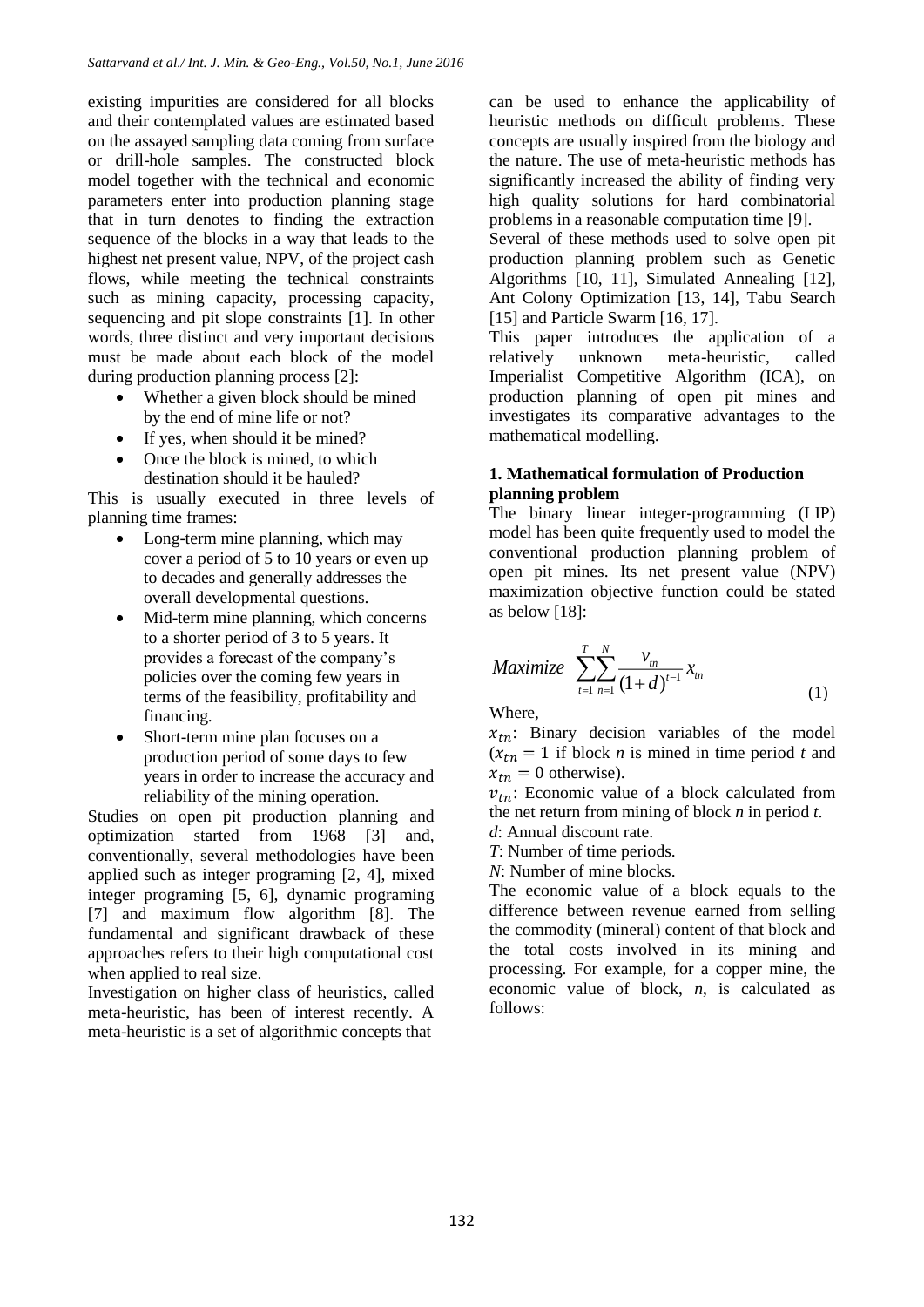existing impurities are considered for all blocks and their contemplated values are estimated based on the assayed sampling data coming from surface or drill-hole samples. The constructed block model together with the technical and economic parameters enter into production planning stage that in turn denotes to finding the extraction sequence of the blocks in a way that leads to the highest net present value, NPV, of the project cash flows, while meeting the technical constraints such as mining capacity, processing capacity, sequencing and pit slope constraints [1]. In other words, three distinct and very important decisions must be made about each block of the model during production planning process [2]:

- Whether a given block should be mined by the end of mine life or not?
- If yes, when should it be mined?
- Once the block is mined, to which destination should it be hauled?

This is usually executed in three levels of planning time frames:

- Long-term mine planning, which may cover a period of 5 to 10 years or even up to decades and generally addresses the overall developmental questions.
- Mid-term mine planning, which concerns to a shorter period of 3 to 5 years. It provides a forecast of the company's policies over the coming few years in terms of the feasibility, profitability and financing.
- Short-term mine plan focuses on a production period of some days to few years in order to increase the accuracy and reliability of the mining operation.

Studies on open pit production planning and optimization started from 1968 [3] and, conventionally, several methodologies have been applied such as integer programing [2, 4], mixed integer programing [5, 6], dynamic programing [7] and maximum flow algorithm [8]. The fundamental and significant drawback of these approaches refers to their high computational cost when applied to real size.

Investigation on higher class of heuristics, called meta-heuristic, has been of interest recently. A meta-heuristic is a set of algorithmic concepts that can be used to enhance the applicability of heuristic methods on difficult problems. These concepts are usually inspired from the biology and the nature. The use of meta-heuristic methods has significantly increased the ability of finding very high quality solutions for hard combinatorial problems in a reasonable computation time [9].

Several of these methods used to solve open pit production planning problem such as Genetic Algorithms [10, 11], Simulated Annealing [12], Ant Colony Optimization [13, 14], Tabu Search [15] and Particle Swarm [16, 17].

This paper introduces the application of a relatively unknown meta-heuristic, called Imperialist Competitive Algorithm (ICA), on production planning of open pit mines and investigates its comparative advantages to the mathematical modelling.

## 1. Mathematical formulation of Production planning problem

The binary linear integer-programming (LIP) model has been quite frequently used to model the conventional production planning problem of open pit mines. Its net present value (NPV) maximization objective function could be stated as below [18]:

$$Maximize \quad \sum_{t=1}^{T}\sum_{n=1}^{N}\frac{v_{tn}}{(1+d)^{t-1}}x_{tn} \tag{1}$$

Where,

$x_{tn}$: Binary decision variables of the model ($x_{tn} = 1$ if block *n* is mined in time period *t* and $x_{tn} = 0$ otherwise).

$v_{tn}$: Economic value of a block calculated from the net return from mining of block *n* in period *t*.

*d*: Annual discount rate.

*T*: Number of time periods.

*N*: Number of mine blocks.

The economic value of a block equals to the difference between revenue earned from selling the commodity (mineral) content of that block and the total costs involved in its mining and processing. For example, for a copper mine, the economic value of block, *n*, is calculated as follows: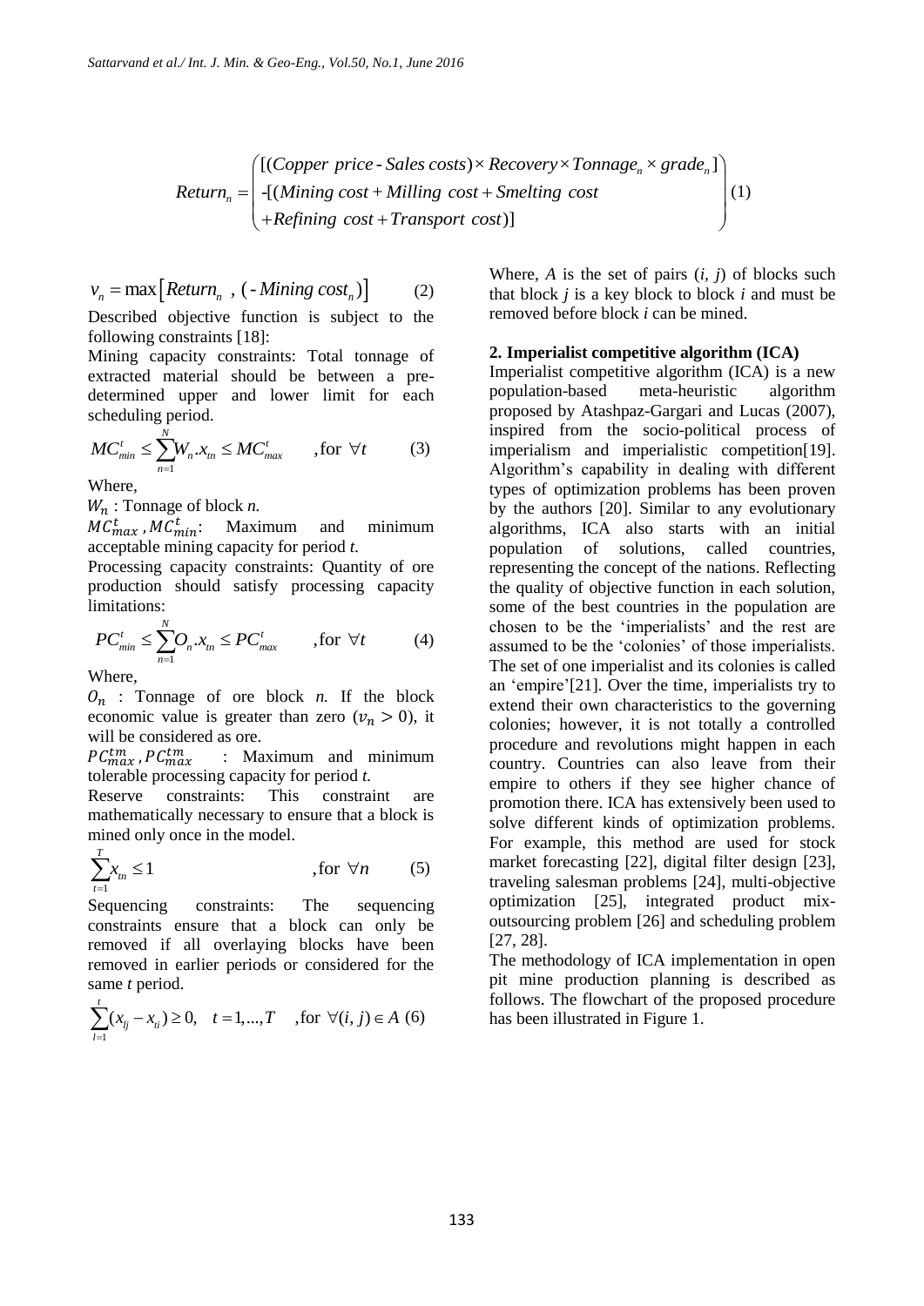$$Return_n = \begin{pmatrix} [(Copper\ price - Sales\ costs) \times Recovery \times Tonnage_n \times grade_n] \\ -[(Mining\ cost + Milling\ cost + Smelting\ cost \\ +Refining\ cost + Transport\ cost)] \end{pmatrix} \quad (1)$$

$$v_n = \max\left[Return_n\ ,\ (-Mining\ cost_n)\right] \quad (2)$$

Described objective function is subject to the following constraints [18]:

Mining capacity constraints: Total tonnage of extracted material should be between a pre-determined upper and lower limit for each scheduling period.

$$MC_{min}^{t} \leq \sum_{n=1}^{N} W_n . x_{tn} \leq MC_{max}^{t} \qquad ,\text{for } \forall t \qquad (3)$$

Where,

$W_n$ : Tonnage of block *n.*

$MC_{max}^{t}$ , $MC_{min}^{t}$: Maximum and minimum acceptable mining capacity for period *t.*

Processing capacity constraints: Quantity of ore production should satisfy processing capacity limitations:

$$PC_{min}^{t} \leq \sum_{n=1}^{N} O_n . x_{tn} \leq PC_{max}^{t} \qquad ,\text{for } \forall t \qquad (4)$$

Where,

$O_n$ : Tonnage of ore block *n.* If the block economic value is greater than zero ($v_n > 0$), it will be considered as ore.

$PC_{max}^{tm}$ , $PC_{max}^{tm}$ : Maximum and minimum tolerable processing capacity for period *t.*

Reserve constraints: This constraint are mathematically necessary to ensure that a block is mined only once in the model.

$$\sum_{t=1}^{T} x_{tn} \leq 1 \qquad ,\text{for } \forall n \qquad (5)$$

Sequencing constraints: The sequencing constraints ensure that a block can only be removed if all overlaying blocks have been removed in earlier periods or considered for the same *t* period.

$$\sum_{l=1}^{t} (x_{lj} - x_{ti}) \geq 0, \quad t = 1,...,T \quad ,\text{for } \forall (i, j) \in A \ (6)$$

Where, *A* is the set of pairs (*i*, *j*) of blocks such that block *j* is a key block to block *i* and must be removed before block *i* can be mined.

## 2. Imperialist competitive algorithm (ICA)

Imperialist competitive algorithm (ICA) is a new population-based meta-heuristic algorithm proposed by Atashpaz-Gargari and Lucas (2007), inspired from the socio-political process of imperialism and imperialistic competition[19]. Algorithm's capability in dealing with different types of optimization problems has been proven by the authors [20]. Similar to any evolutionary algorithms, ICA also starts with an initial population of solutions, called countries, representing the concept of the nations. Reflecting the quality of objective function in each solution, some of the best countries in the population are chosen to be the 'imperialists' and the rest are assumed to be the 'colonies' of those imperialists. The set of one imperialist and its colonies is called an 'empire'[21]. Over the time, imperialists try to extend their own characteristics to the governing colonies; however, it is not totally a controlled procedure and revolutions might happen in each country. Countries can also leave from their empire to others if they see higher chance of promotion there. ICA has extensively been used to solve different kinds of optimization problems. For example, this method are used for stock market forecasting [22], digital filter design [23], traveling salesman problems [24], multi-objective optimization [25], integrated product mix-outsourcing problem [26] and scheduling problem [27, 28].

The methodology of ICA implementation in open pit mine production planning is described as follows. The flowchart of the proposed procedure has been illustrated in Figure 1.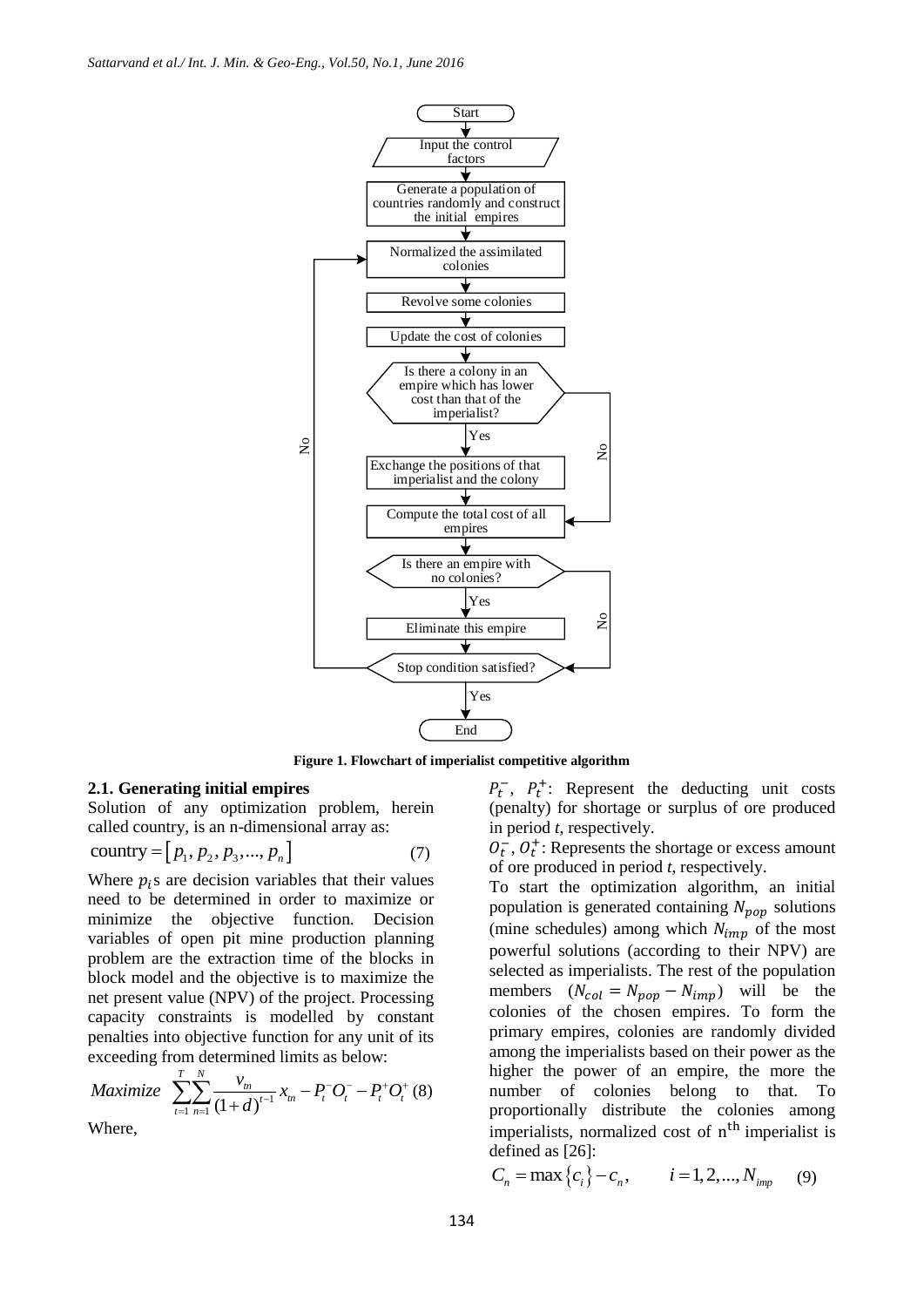**Figure 1. Flowchart of imperialist competitive algorithm**

### 2.1. Generating initial empires

Solution of any optimization problem, herein called country, is an n-dimensional array as:

$$\text{country} = \left[ p_1, p_2, p_3, ..., p_n \right] \quad (7)$$

Where $p_i$s are decision variables that their values need to be determined in order to maximize or minimize the objective function. Decision variables of open pit mine production planning problem are the extraction time of the blocks in block model and the objective is to maximize the net present value (NPV) of the project. Processing capacity constraints is modelled by constant penalties into objective function for any unit of its exceeding from determined limits as below:

$$Maximize \ \sum_{t=1}^{T}\sum_{n=1}^{N}\frac{v_{tn}}{(1+d)^{t-1}}x_{tn} - P_t^- O_t^- - P_t^+ O_t^+ \quad (8)$$

Where,

$P_t^-$, $P_t^+$: Represent the deducting unit costs (penalty) for shortage or surplus of ore produced in period *t*, respectively.

$O_t^-$, $O_t^+$: Represents the shortage or excess amount of ore produced in period *t*, respectively.

To start the optimization algorithm, an initial population is generated containing $N_{pop}$ solutions (mine schedules) among which $N_{imp}$ of the most powerful solutions (according to their NPV) are selected as imperialists. The rest of the population members ($N_{col} = N_{pop} - N_{imp}$) will be the colonies of the chosen empires. To form the primary empires, colonies are randomly divided among the imperialists based on their power as the higher the power of an empire, the more the number of colonies belong to that. To proportionally distribute the colonies among imperialists, normalized cost of $n^{th}$ imperialist is defined as [26]:

$$C_n = \max\left\{c_i\right\} - c_n, \qquad i = 1,2,...,N_{imp} \quad (9)$$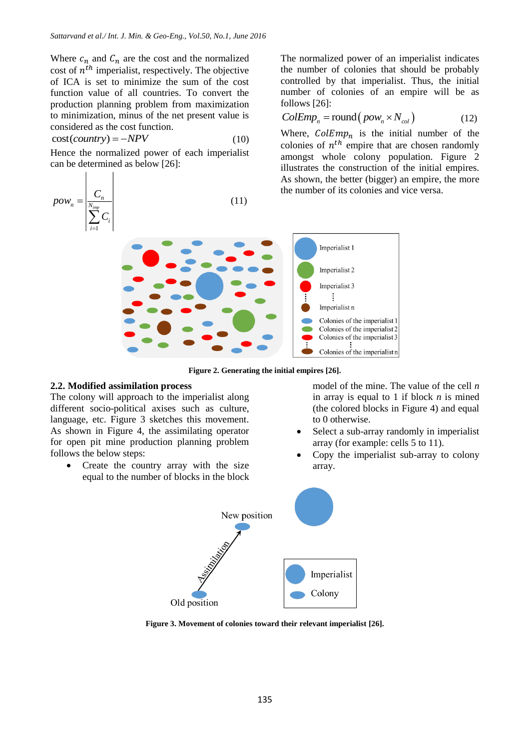Where $c_n$ and $C_n$ are the cost and the normalized cost of $n^{th}$ imperialist, respectively. The objective of ICA is set to minimize the sum of the cost function value of all countries. To convert the production planning problem from maximization to minimization, minus of the net present value is considered as the cost function.

$$\text{cost}(country) = -NPV \tag{10}$$

Hence the normalized power of each imperialist can be determined as below [26]:

$$pow_n = \left| \frac{C_n}{\sum_{i=1}^{N_{imp}} C_i} \right| \tag{11}$$

The normalized power of an imperialist indicates the number of colonies that should be probably controlled by that imperialist. Thus, the initial number of colonies of an empire will be as follows [26]:

$$ColEmp_n = \text{round}\left(pow_n \times N_{col}\right) \tag{12}$$

Where, $ColEmp_n$ is the initial number of the colonies of $n^{th}$ empire that are chosen randomly amongst whole colony population. Figure 2 illustrates the construction of the initial empires. As shown, the better (bigger) an empire, the more the number of its colonies and vice versa.

**Figure 2. Generating the initial empires [26].**

### 2.2. Modified assimilation process

The colony will approach to the imperialist along different socio-political axises such as culture, language, etc. Figure 3 sketches this movement. As shown in Figure 4, the assimilating operator for open pit mine production planning problem follows the below steps:

- Create the country array with the size equal to the number of blocks in the block model of the mine. The value of the cell $n$ in array is equal to 1 if block $n$ is mined (the colored blocks in Figure 4) and equal to 0 otherwise.
- Select a sub-array randomly in imperialist array (for example: cells 5 to 11).
- Copy the imperialist sub-array to colony array.

**Figure 3. Movement of colonies toward their relevant imperialist [26].**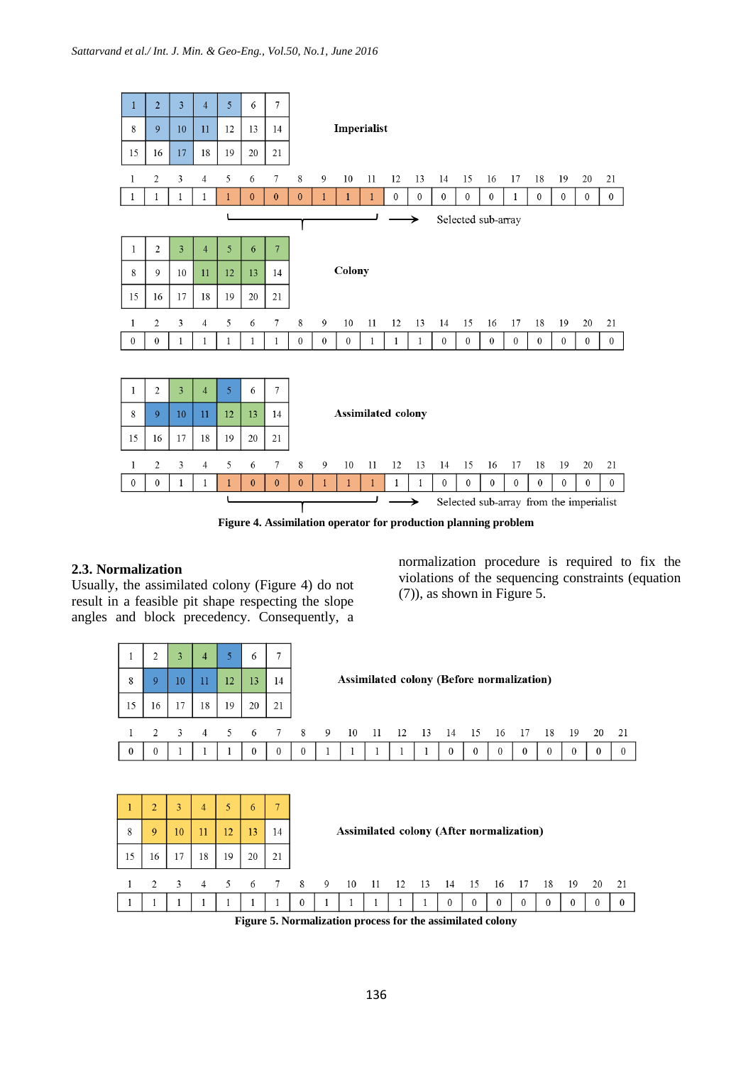| 1 | 2 | 3 | 4 | 5 | 6 | 7 |
|---|---|---|---|---|---|---|
| 8 | 9 | 10 | 11 | 12 | 13 | 14 |
| 15 | 16 | 17 | 18 | 19 | 20 | 21 |

**Imperialist**

| 1 | 2 | 3 | 4 | 5 | 6 | 7 | 8 | 9 | 10 | 11 | 12 | 13 | 14 | 15 | 16 | 17 | 18 | 19 | 20 | 21 |
|---|---|---|---|---|---|---|---|---|---|---|---|---|---|---|---|---|---|---|---|---|
| 1 | 1 | 1 | 1 | 1 | 0 | 0 | 0 | 1 | 1 | 1 | 0 | 0 | 0 | 0 | 0 | 1 | 0 | 0 | 0 | 0 |

→ Selected sub-array

| 1 | 2 | 3 | 4 | 5 | 6 | 7 |
|---|---|---|---|---|---|---|
| 8 | 9 | 10 | 11 | 12 | 13 | 14 |
| 15 | 16 | 17 | 18 | 19 | 20 | 21 |

**Colony**

| 1 | 2 | 3 | 4 | 5 | 6 | 7 | 8 | 9 | 10 | 11 | 12 | 13 | 14 | 15 | 16 | 17 | 18 | 19 | 20 | 21 |
|---|---|---|---|---|---|---|---|---|---|---|---|---|---|---|---|---|---|---|---|---|
| 0 | 0 | 1 | 1 | 1 | 1 | 1 | 0 | 0 | 0 | 1 | 1 | 1 | 0 | 0 | 0 | 0 | 0 | 0 | 0 | 0 |

| 1 | 2 | 3 | 4 | 5 | 6 | 7 |
|---|---|---|---|---|---|---|
| 8 | 9 | 10 | 11 | 12 | 13 | 14 |
| 15 | 16 | 17 | 18 | 19 | 20 | 21 |

**Assimilated colony**

| 1 | 2 | 3 | 4 | 5 | 6 | 7 | 8 | 9 | 10 | 11 | 12 | 13 | 14 | 15 | 16 | 17 | 18 | 19 | 20 | 21 |
|---|---|---|---|---|---|---|---|---|---|---|---|---|---|---|---|---|---|---|---|---|
| 0 | 0 | 1 | 1 | 1 | 0 | 0 | 0 | 1 | 1 | 1 | 1 | 1 | 0 | 0 | 0 | 0 | 0 | 0 | 0 | 0 |

→ Selected sub-array from the imperialist

**Figure 4. Assimilation operator for production planning problem**

## 2.3. Normalization

Usually, the assimilated colony (Figure 4) do not result in a feasible pit shape respecting the slope angles and block precedency. Consequently, a normalization procedure is required to fix the violations of the sequencing constraints (equation (7)), as shown in Figure 5.

| 1 | 2 | 3 | 4 | 5 | 6 | 7 |
|---|---|---|---|---|---|---|
| 8 | 9 | 10 | 11 | 12 | 13 | 14 |
| 15 | 16 | 17 | 18 | 19 | 20 | 21 |

**Assimilated colony (Before normalization)**

| 1 | 2 | 3 | 4 | 5 | 6 | 7 | 8 | 9 | 10 | 11 | 12 | 13 | 14 | 15 | 16 | 17 | 18 | 19 | 20 | 21 |
|---|---|---|---|---|---|---|---|---|---|---|---|---|---|---|---|---|---|---|---|---|
| 0 | 0 | 1 | 1 | 1 | 0 | 0 | 0 | 1 | 1 | 1 | 1 | 1 | 0 | 0 | 0 | 0 | 0 | 0 | 0 | 0 |

| 1 | 2 | 3 | 4 | 5 | 6 | 7 |
|---|---|---|---|---|---|---|
| 8 | 9 | 10 | 11 | 12 | 13 | 14 |
| 15 | 16 | 17 | 18 | 19 | 20 | 21 |

**Assimilated colony (After normalization)**

| 1 | 2 | 3 | 4 | 5 | 6 | 7 | 8 | 9 | 10 | 11 | 12 | 13 | 14 | 15 | 16 | 17 | 18 | 19 | 20 | 21 |
|---|---|---|---|---|---|---|---|---|---|---|---|---|---|---|---|---|---|---|---|---|
| 1 | 1 | 1 | 1 | 1 | 1 | 1 | 0 | 1 | 1 | 1 | 1 | 1 | 0 | 0 | 0 | 0 | 0 | 0 | 0 | 0 |

**Figure 5. Normalization process for the assimilated colony**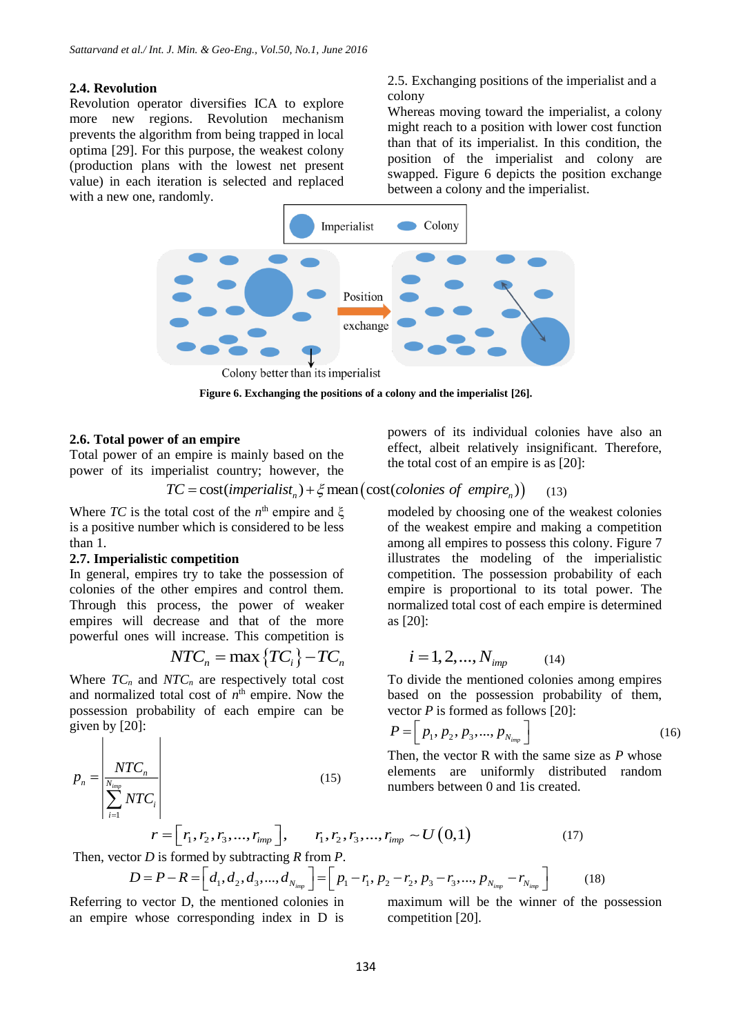## 2.4. Revolution

Revolution operator diversifies ICA to explore more new regions. Revolution mechanism prevents the algorithm from being trapped in local optima [29]. For this purpose, the weakest colony (production plans with the lowest net present value) in each iteration is selected and replaced with a new one, randomly.

2.5. Exchanging positions of the imperialist and a colony

Whereas moving toward the imperialist, a colony might reach to a position with lower cost function than that of its imperialist. In this condition, the position of the imperialist and colony are swapped. Figure 6 depicts the position exchange between a colony and the imperialist.

**Figure 6. Exchanging the positions of a colony and the imperialist [26].**

## 2.6. Total power of an empire

Total power of an empire is mainly based on the power of its imperialist country; however, the powers of its individual colonies have also an effect, albeit relatively insignificant. Therefore, the total cost of an empire is as [20]:

$$TC = \text{cost}(imperialist_n) + \xi \,\text{mean}\left(\text{cost}(colonies\ of\ empire_n)\right) \quad (13)$$

Where $TC$ is the total cost of the $n^{th}$ empire and $\xi$ is a positive number which is considered to be less than 1.

## 2.7. Imperialistic competition

In general, empires try to take the possession of colonies of the other empires and control them. Through this process, the power of weaker empires will decrease and that of the more powerful ones will increase. This competition is modeled by choosing one of the weakest colonies of the weakest empire and making a competition among all empires to possess this colony. Figure 7 illustrates the modeling of the imperialistic competition. The possession probability of each empire is proportional to its total power. The normalized total cost of each empire is determined as [20]:

$$NTC_n = \max\{TC_i\} - TC_n \qquad i = 1, 2, ..., N_{imp} \quad (14)$$

Where $TC_n$ and $NTC_n$ are respectively total cost and normalized total cost of $n^{th}$ empire. Now the possession probability of each empire can be given by [20]:

$$p_n = \left| \frac{NTC_n}{\sum_{i=1}^{N_{imp}} NTC_i} \right| \quad (15)$$

To divide the mentioned colonies among empires based on the possession probability of them, vector $P$ is formed as follows [20]:

$$P = \left[ p_1, p_2, p_3, ..., p_{N_{imp}} \right] \quad (16)$$

Then, the vector R with the same size as $P$ whose elements are uniformly distributed random numbers between 0 and 1is created.

$$r = \left[ r_1, r_2, r_3, ..., r_{imp} \right], \qquad r_1, r_2, r_3, ..., r_{imp} \sim U(0,1) \quad (17)$$

Then, vector $D$ is formed by subtracting $R$ from $P$.

$$D = P - R = \left[ d_1, d_2, d_3, ..., d_{N_{imp}} \right] = \left[ p_1 - r_1, p_2 - r_2, p_3 - r_3, ..., p_{N_{imp}} - r_{N_{imp}} \right] \quad (18)$$

Referring to vector D, the mentioned colonies in an empire whose corresponding index in D is maximum will be the winner of the possession competition [20].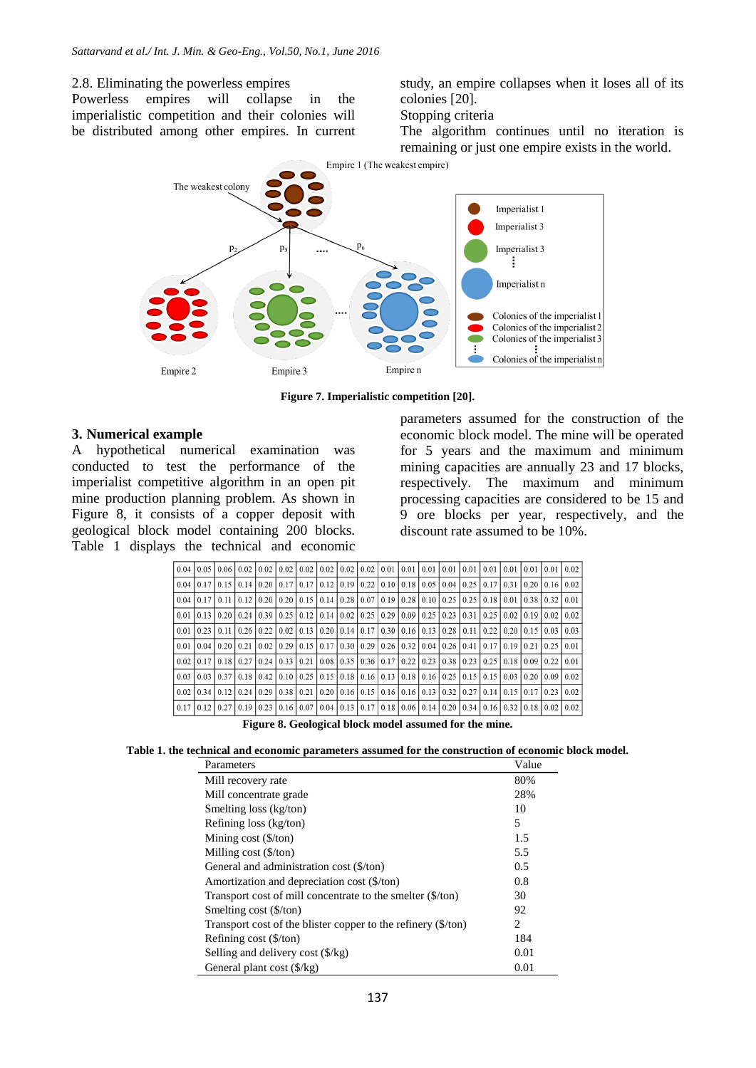2.8. Eliminating the powerless empires

Powerless empires will collapse in the imperialistic competition and their colonies will be distributed among other empires. In current study, an empire collapses when it loses all of its colonies [20].

Stopping criteria

The algorithm continues until no iteration is remaining or just one empire exists in the world.

**Figure 7. Imperialistic competition [20].**

## 3. Numerical example

A hypothetical numerical examination was conducted to test the performance of the imperialist competitive algorithm in an open pit mine production planning problem. As shown in Figure 8, it consists of a copper deposit with geological block model containing 200 blocks. Table 1 displays the technical and economic parameters assumed for the construction of the economic block model. The mine will be operated for 5 years and the maximum and minimum mining capacities are annually 23 and 17 blocks, respectively. The maximum and minimum processing capacities are considered to be 15 and 9 ore blocks per year, respectively, and the discount rate assumed to be 10%.

| | | | | | | | | | | | | | | | | | | | |
|---|---|---|---|---|---|---|---|---|---|---|---|---|---|---|---|---|---|---|---|
| 0.04 | 0.05 | 0.06 | 0.02 | 0.02 | 0.02 | 0.02 | 0.02 | 0.02 | 0.02 | 0.01 | 0.01 | 0.01 | 0.01 | 0.01 | 0.01 | 0.01 | 0.01 | 0.01 | 0.02 |
| 0.04 | 0.17 | 0.15 | 0.14 | 0.20 | 0.17 | 0.17 | 0.12 | 0.19 | 0.22 | 0.10 | 0.18 | 0.05 | 0.04 | 0.25 | 0.17 | 0.31 | 0.20 | 0.16 | 0.02 |
| 0.04 | 0.17 | 0.11 | 0.12 | 0.20 | 0.20 | 0.15 | 0.14 | 0.28 | 0.07 | 0.19 | 0.28 | 0.10 | 0.25 | 0.25 | 0.18 | 0.01 | 0.38 | 0.32 | 0.01 |
| 0.01 | 0.13 | 0.20 | 0.24 | 0.39 | 0.25 | 0.12 | 0.14 | 0.02 | 0.25 | 0.29 | 0.09 | 0.25 | 0.23 | 0.31 | 0.25 | 0.02 | 0.19 | 0.02 | 0.02 |
| 0.01 | 0.23 | 0.11 | 0.26 | 0.22 | 0.02 | 0.13 | 0.20 | 0.14 | 0.17 | 0.30 | 0.16 | 0.13 | 0.28 | 0.11 | 0.22 | 0.20 | 0.15 | 0.03 | 0.03 |
| 0.01 | 0.04 | 0.20 | 0.21 | 0.02 | 0.29 | 0.15 | 0.17 | 0.30 | 0.29 | 0.26 | 0.32 | 0.04 | 0.26 | 0.41 | 0.17 | 0.19 | 0.21 | 0.25 | 0.01 |
| 0.02 | 0.17 | 0.18 | 0.27 | 0.24 | 0.33 | 0.21 | 0.08 | 0.35 | 0.36 | 0.17 | 0.22 | 0.23 | 0.38 | 0.23 | 0.25 | 0.18 | 0.09 | 0.22 | 0.01 |
| 0.03 | 0.03 | 0.37 | 0.18 | 0.42 | 0.10 | 0.25 | 0.15 | 0.18 | 0.16 | 0.13 | 0.18 | 0.16 | 0.25 | 0.15 | 0.15 | 0.03 | 0.20 | 0.09 | 0.02 |
| 0.02 | 0.34 | 0.12 | 0.24 | 0.29 | 0.38 | 0.21 | 0.20 | 0.16 | 0.15 | 0.16 | 0.16 | 0.13 | 0.32 | 0.27 | 0.14 | 0.15 | 0.17 | 0.23 | 0.02 |
| 0.17 | 0.12 | 0.27 | 0.19 | 0.23 | 0.16 | 0.07 | 0.04 | 0.13 | 0.17 | 0.18 | 0.06 | 0.14 | 0.20 | 0.34 | 0.16 | 0.32 | 0.18 | 0.02 | 0.02 |

**Figure 8. Geological block model assumed for the mine.**

**Table 1. the technical and economic parameters assumed for the construction of economic block model.**

| Parameters | Value |
|---|---|
| Mill recovery rate | 80% |
| Mill concentrate grade | 28% |
| Smelting loss (kg/ton) | 10 |
| Refining loss (kg/ton) | 5 |
| Mining cost ($/ton) | 1.5 |
| Milling cost ($/ton) | 5.5 |
| General and administration cost ($/ton) | 0.5 |
| Amortization and depreciation cost ($/ton) | 0.8 |
| Transport cost of mill concentrate to the smelter ($/ton) | 30 |
| Smelting cost ($/ton) | 92 |
| Transport cost of the blister copper to the refinery ($/ton) | 2 |
| Refining cost ($/ton) | 184 |
| Selling and delivery cost ($/kg) | 0.01 |
| General plant cost ($/kg) | 0.01 |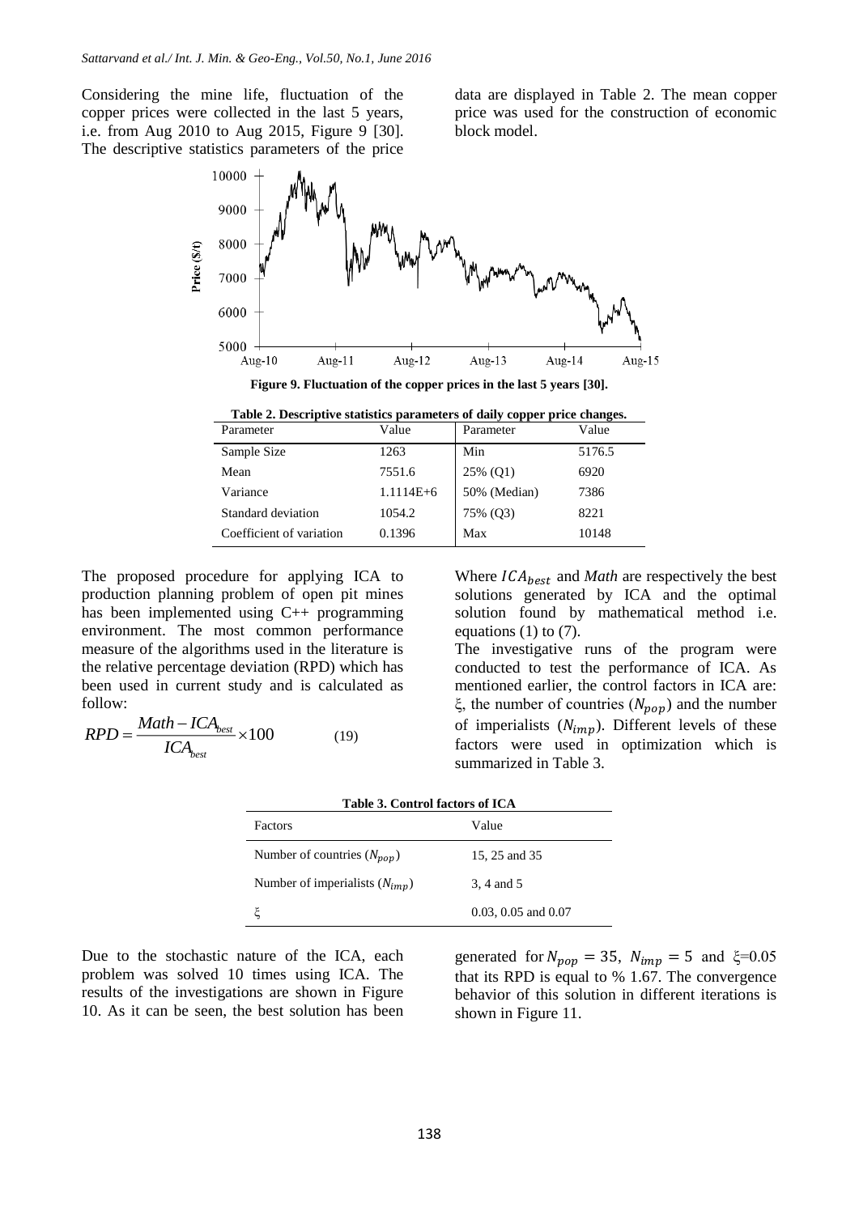Considering the mine life, fluctuation of the copper prices were collected in the last 5 years, i.e. from Aug 2010 to Aug 2015, Figure 9 [30]. The descriptive statistics parameters of the price data are displayed in Table 2. The mean copper price was used for the construction of economic block model.

**Figure 9. Fluctuation of the copper prices in the last 5 years [30].**

**Table 2. Descriptive statistics parameters of daily copper price changes.**

| Parameter | Value | Parameter | Value |
|---|---|---|---|
| Sample Size | 1263 | Min | 5176.5 |
| Mean | 7551.6 | 25% (Q1) | 6920 |
| Variance | 1.1114E+6 | 50% (Median) | 7386 |
| Standard deviation | 1054.2 | 75% (Q3) | 8221 |
| Coefficient of variation | 0.1396 | Max | 10148 |

The proposed procedure for applying ICA to production planning problem of open pit mines has been implemented using C++ programming environment. The most common performance measure of the algorithms used in the literature is the relative percentage deviation (RPD) which has been used in current study and is calculated as follow:

$$RPD = \frac{Math - ICA_{best}}{ICA_{best}} \times 100 \qquad (19)$$

Where $ICA_{best}$ and *Math* are respectively the best solutions generated by ICA and the optimal solution found by mathematical method i.e. equations (1) to (7).

The investigative runs of the program were conducted to test the performance of ICA. As mentioned earlier, the control factors in ICA are: ξ, the number of countries ($N_{pop}$) and the number of imperialists ($N_{imp}$). Different levels of these factors were used in optimization which is summarized in Table 3.

**Table 3. Control factors of ICA**

| Factors | Value |
|---|---|
| Number of countries ($N_{pop}$) | 15, 25 and 35 |
| Number of imperialists ($N_{imp}$) | 3, 4 and 5 |
| ξ | 0.03, 0.05 and 0.07 |

Due to the stochastic nature of the ICA, each problem was solved 10 times using ICA. The results of the investigations are shown in Figure 10. As it can be seen, the best solution has been generated for $N_{pop} = 35$, $N_{imp} = 5$ and ξ=0.05 that its RPD is equal to % 1.67. The convergence behavior of this solution in different iterations is shown in Figure 11.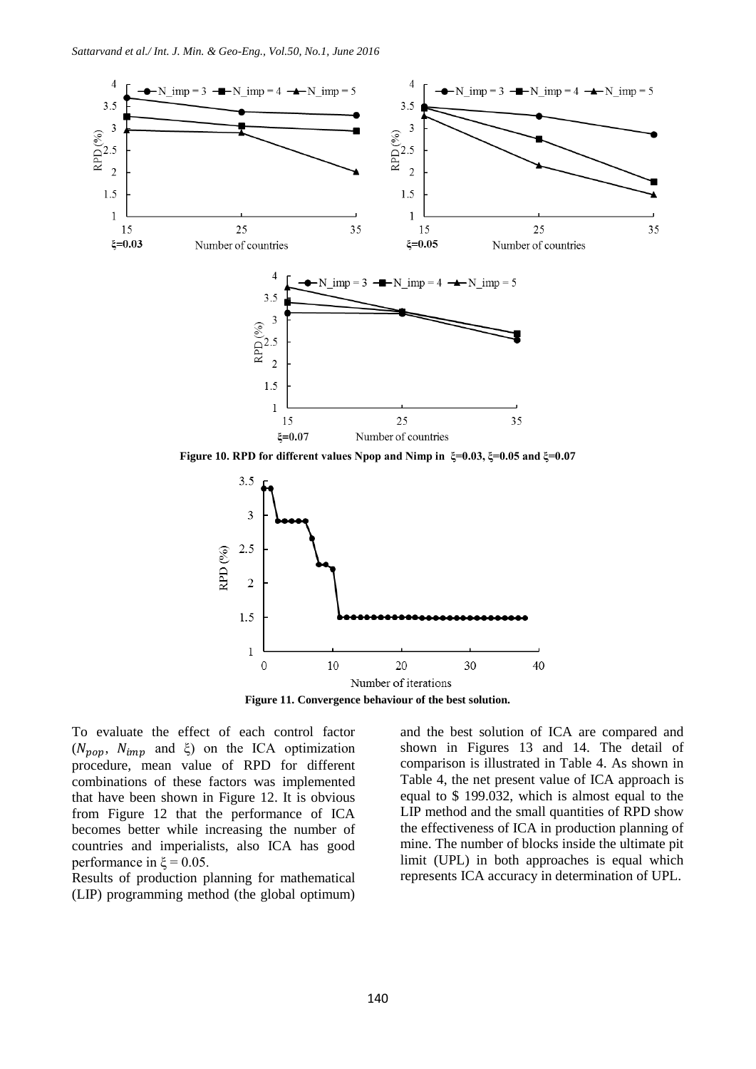Figure 10. RPD for different values Npop and Nimp in ξ=0.03, ξ=0.05 and ξ=0.07

Figure 11. Convergence behaviour of the best solution.

To evaluate the effect of each control factor ($N_{pop}$, $N_{imp}$ and ξ) on the ICA optimization procedure, mean value of RPD for different combinations of these factors was implemented that have been shown in Figure 12. It is obvious from Figure 12 that the performance of ICA becomes better while increasing the number of countries and imperialists, also ICA has good performance in ξ = 0.05.

Results of production planning for mathematical (LIP) programming method (the global optimum) and the best solution of ICA are compared and shown in Figures 13 and 14. The detail of comparison is illustrated in Table 4. As shown in Table 4, the net present value of ICA approach is equal to $ 199.032, which is almost equal to the LIP method and the small quantities of RPD show the effectiveness of ICA in production planning of mine. The number of blocks inside the ultimate pit limit (UPL) in both approaches is equal which represents ICA accuracy in determination of UPL.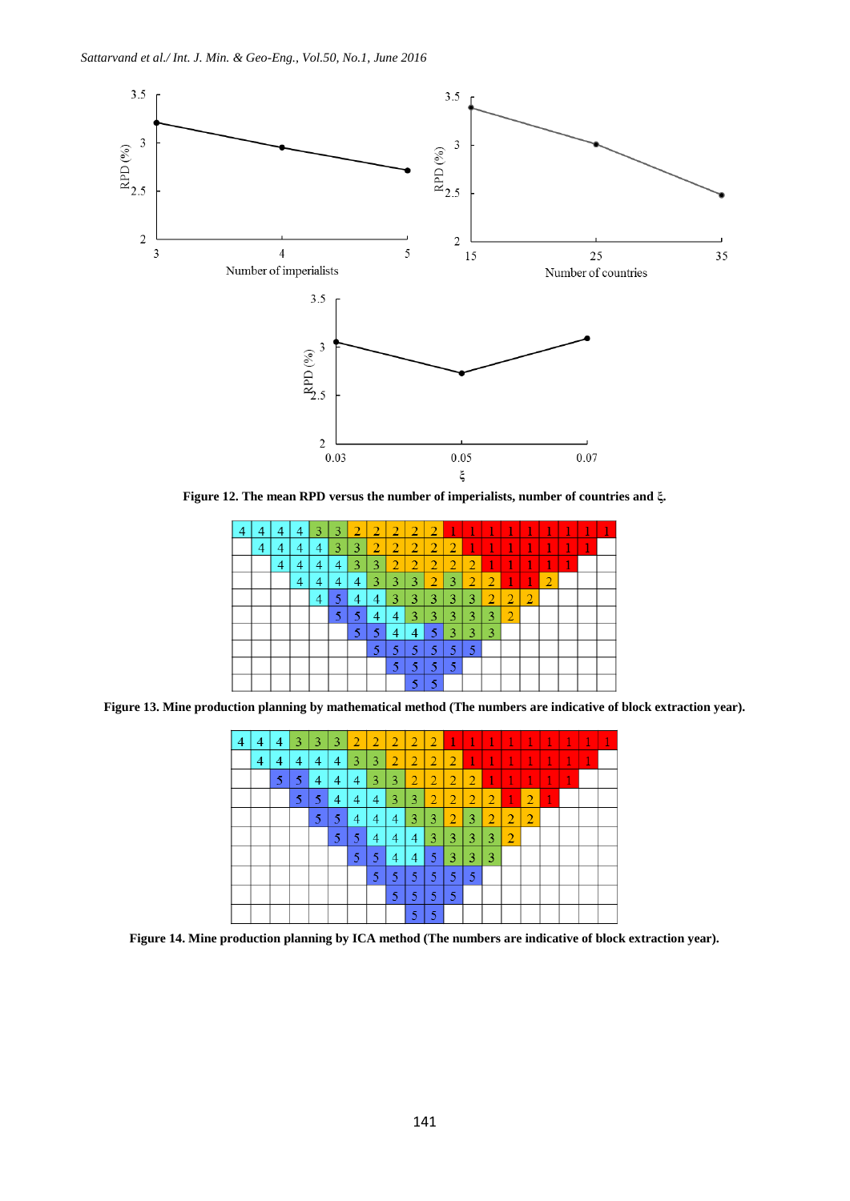Figure 12. The mean RPD versus the number of imperialists, number of countries and ξ.

| | | | | | | | | | | | | | | | | | | | |
|---|---|---|---|---|---|---|---|---|---|---|---|---|---|---|---|---|---|---|---|
| 4 | 4 | 4 | 4 | 3 | 3 | 2 | 2 | 2 | 2 | 2 | 1 | 1 | 1 | 1 | 1 | 1 | 1 | 1 | 1 |
| | 4 | 4 | 4 | 4 | 3 | 3 | 2 | 2 | 2 | 2 | 2 | 1 | 1 | 1 | 1 | 1 | 1 | 1 | |
| | | 4 | 4 | 4 | 4 | 3 | 3 | 2 | 2 | 2 | 2 | 2 | 1 | 1 | 1 | 1 | 1 | | |
| | | | 4 | 4 | 4 | 4 | 3 | 3 | 3 | 2 | 3 | 2 | 2 | 1 | 1 | 2 | | | |
| | | | | 4 | 5 | 4 | 4 | 3 | 3 | 3 | 3 | 3 | 2 | 2 | 2 | | | | |
| | | | | | 5 | 5 | 4 | 4 | 3 | 3 | 3 | 3 | 3 | 2 | | | | | |
| | | | | | | 5 | 5 | 4 | 4 | 5 | 3 | 3 | 3 | | | | | | |
| | | | | | | | 5 | 5 | 5 | 5 | 5 | 5 | | | | | | | |
| | | | | | | | | 5 | 5 | 5 | 5 | | | | | | | | |
| | | | | | | | | | 5 | 5 | | | | | | | | | |

Figure 13. Mine production planning by mathematical method (The numbers are indicative of block extraction year).

| | | | | | | | | | | | | | | | | | | | |
|---|---|---|---|---|---|---|---|---|---|---|---|---|---|---|---|---|---|---|---|
| 4 | 4 | 4 | 3 | 3 | 3 | 2 | 2 | 2 | 2 | 2 | 1 | 1 | 1 | 1 | 1 | 1 | 1 | 1 | 1 |
| | 4 | 4 | 4 | 4 | 4 | 3 | 3 | 2 | 2 | 2 | 2 | 1 | 1 | 1 | 1 | 1 | 1 | 1 | |
| | | 5 | 5 | 4 | 4 | 4 | 3 | 3 | 2 | 2 | 2 | 2 | 1 | 1 | 1 | 1 | 1 | | |
| | | | 5 | 5 | 4 | 4 | 4 | 3 | 3 | 2 | 2 | 2 | 2 | 1 | 2 | 1 | | | |
| | | | | 5 | 5 | 4 | 4 | 4 | 3 | 3 | 2 | 3 | 2 | 2 | 2 | | | | |
| | | | | | 5 | 5 | 4 | 4 | 4 | 3 | 3 | 3 | 3 | 2 | | | | | |
| | | | | | | 5 | 5 | 4 | 4 | 5 | 3 | 3 | 3 | | | | | | |
| | | | | | | | 5 | 5 | 5 | 5 | 5 | 5 | | | | | | | |
| | | | | | | | | 5 | 5 | 5 | 5 | | | | | | | | |
| | | | | | | | | | 5 | 5 | | | | | | | | | |

Figure 14. Mine production planning by ICA method (The numbers are indicative of block extraction year).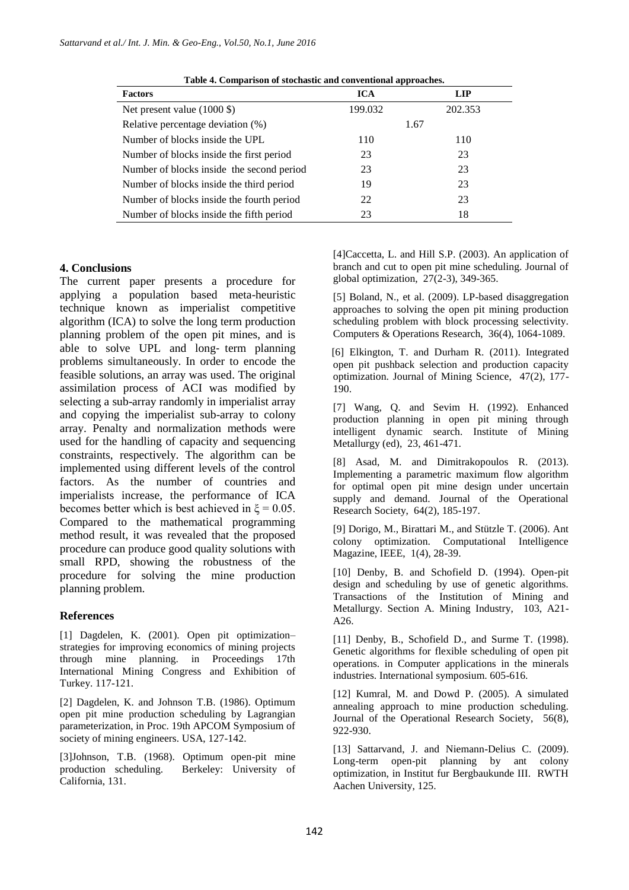Table 4. Comparison of stochastic and conventional approaches.

| Factors | ICA | LIP |
| --- | --- | --- |
| Net present value (1000 $) | 199.032 | 202.353 |
| Relative percentage deviation (%) | 1.67 | |
| Number of blocks inside the UPL | 110 | 110 |
| Number of blocks inside the first period | 23 | 23 |
| Number of blocks inside the second period | 23 | 23 |
| Number of blocks inside the third period | 19 | 23 |
| Number of blocks inside the fourth period | 22 | 23 |
| Number of blocks inside the fifth period | 23 | 18 |

## 4. Conclusions

The current paper presents a procedure for applying a population based meta-heuristic technique known as imperialist competitive algorithm (ICA) to solve the long term production planning problem of the open pit mines, and is able to solve UPL and long- term planning problems simultaneously. In order to encode the feasible solutions, an array was used. The original assimilation process of ACI was modified by selecting a sub-array randomly in imperialist array and copying the imperialist sub-array to colony array. Penalty and normalization methods were used for the handling of capacity and sequencing constraints, respectively. The algorithm can be implemented using different levels of the control factors. As the number of countries and imperialists increase, the performance of ICA becomes better which is best achieved in $\xi = 0.05$. Compared to the mathematical programming method result, it was revealed that the proposed procedure can produce good quality solutions with small RPD, showing the robustness of the procedure for solving the mine production planning problem.

### References

[1] Dagdelen, K. (2001). Open pit optimization–strategies for improving economics of mining projects through mine planning. in Proceedings 17th International Mining Congress and Exhibition of Turkey. 117-121.

[2] Dagdelen, K. and Johnson T.B. (1986). Optimum open pit mine production scheduling by Lagrangian parameterization, in Proc. 19th APCOM Symposium of society of mining engineers. USA, 127-142.

[3]Johnson, T.B. (1968). Optimum open-pit mine production scheduling. Berkeley: University of California, 131.

[4]Caccetta, L. and Hill S.P. (2003). An application of branch and cut to open pit mine scheduling. Journal of global optimization, 27(2-3), 349-365.

[5] Boland, N., et al. (2009). LP-based disaggregation approaches to solving the open pit mining production scheduling problem with block processing selectivity. Computers & Operations Research, 36(4), 1064-1089.

[6] Elkington, T. and Durham R. (2011). Integrated open pit pushback selection and production capacity optimization. Journal of Mining Science, 47(2), 177-190.

[7] Wang, Q. and Sevim H. (1992). Enhanced production planning in open pit mining through intelligent dynamic search. Institute of Mining Metallurgy (ed), 23, 461-471.

[8] Asad, M. and Dimitrakopoulos R. (2013). Implementing a parametric maximum flow algorithm for optimal open pit mine design under uncertain supply and demand. Journal of the Operational Research Society, 64(2), 185-197.

[9] Dorigo, M., Birattari M., and Stützle T. (2006). Ant colony optimization. Computational Intelligence Magazine, IEEE, 1(4), 28-39.

[10] Denby, B. and Schofield D. (1994). Open-pit design and scheduling by use of genetic algorithms. Transactions of the Institution of Mining and Metallurgy. Section A. Mining Industry, 103, A21-A26.

[11] Denby, B., Schofield D., and Surme T. (1998). Genetic algorithms for flexible scheduling of open pit operations. in Computer applications in the minerals industries. International symposium. 605-616.

[12] Kumral, M. and Dowd P. (2005). A simulated annealing approach to mine production scheduling. Journal of the Operational Research Society, 56(8), 922-930.

[13] Sattarvand, J. and Niemann-Delius C. (2009). Long-term open-pit planning by ant colony optimization, in Institut fur Bergbaukunde III. RWTH Aachen University, 125.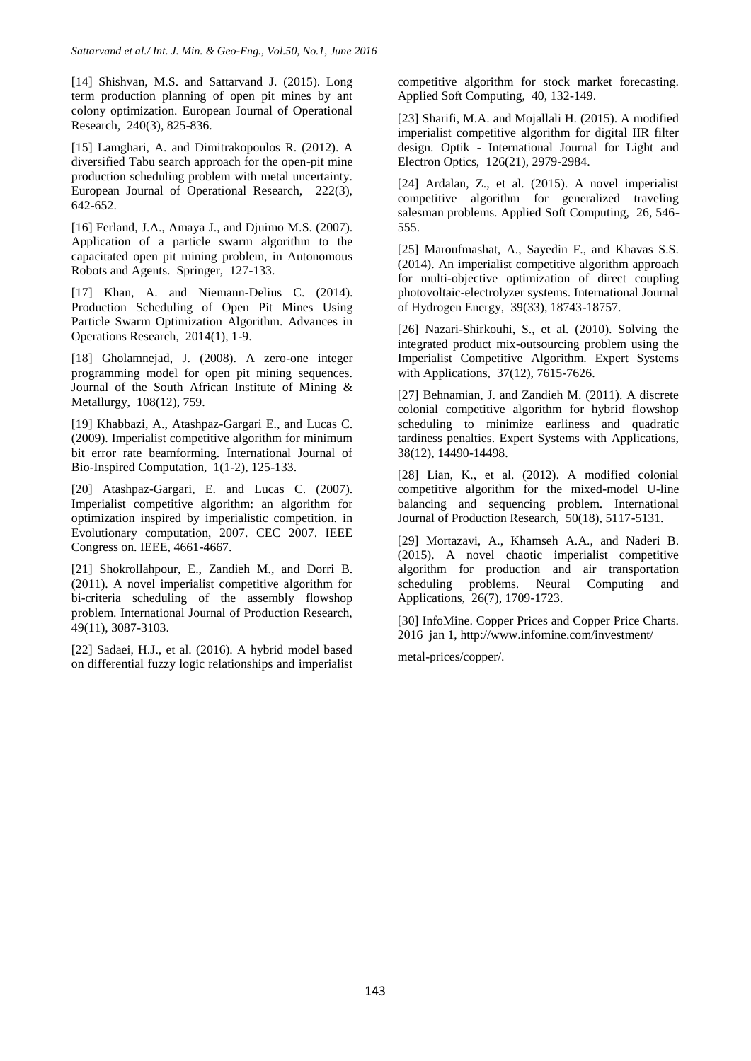[14] Shishvan, M.S. and Sattarvand J. (2015). Long term production planning of open pit mines by ant colony optimization. European Journal of Operational Research, 240(3), 825-836.

[15] Lamghari, A. and Dimitrakopoulos R. (2012). A diversified Tabu search approach for the open-pit mine production scheduling problem with metal uncertainty. European Journal of Operational Research, 222(3), 642-652.

[16] Ferland, J.A., Amaya J., and Djuimo M.S. (2007). Application of a particle swarm algorithm to the capacitated open pit mining problem, in Autonomous Robots and Agents. Springer, 127-133.

[17] Khan, A. and Niemann-Delius C. (2014). Production Scheduling of Open Pit Mines Using Particle Swarm Optimization Algorithm. Advances in Operations Research, 2014(1), 1-9.

[18] Gholamnejad, J. (2008). A zero-one integer programming model for open pit mining sequences. Journal of the South African Institute of Mining & Metallurgy, 108(12), 759.

[19] Khabbazi, A., Atashpaz-Gargari E., and Lucas C. (2009). Imperialist competitive algorithm for minimum bit error rate beamforming. International Journal of Bio-Inspired Computation, 1(1-2), 125-133.

[20] Atashpaz-Gargari, E. and Lucas C. (2007). Imperialist competitive algorithm: an algorithm for optimization inspired by imperialistic competition. in Evolutionary computation, 2007. CEC 2007. IEEE Congress on. IEEE, 4661-4667.

[21] Shokrollahpour, E., Zandieh M., and Dorri B. (2011). A novel imperialist competitive algorithm for bi-criteria scheduling of the assembly flowshop problem. International Journal of Production Research, 49(11), 3087-3103.

[22] Sadaei, H.J., et al. (2016). A hybrid model based on differential fuzzy logic relationships and imperialist competitive algorithm for stock market forecasting. Applied Soft Computing, 40, 132-149.

[23] Sharifi, M.A. and Mojallali H. (2015). A modified imperialist competitive algorithm for digital IIR filter design. Optik - International Journal for Light and Electron Optics, 126(21), 2979-2984.

[24] Ardalan, Z., et al. (2015). A novel imperialist competitive algorithm for generalized traveling salesman problems. Applied Soft Computing, 26, 546-555.

[25] Maroufmashat, A., Sayedin F., and Khavas S.S. (2014). An imperialist competitive algorithm approach for multi-objective optimization of direct coupling photovoltaic-electrolyzer systems. International Journal of Hydrogen Energy, 39(33), 18743-18757.

[26] Nazari-Shirkouhi, S., et al. (2010). Solving the integrated product mix-outsourcing problem using the Imperialist Competitive Algorithm. Expert Systems with Applications, 37(12), 7615-7626.

[27] Behnamian, J. and Zandieh M. (2011). A discrete colonial competitive algorithm for hybrid flowshop scheduling to minimize earliness and quadratic tardiness penalties. Expert Systems with Applications, 38(12), 14490-14498.

[28] Lian, K., et al. (2012). A modified colonial competitive algorithm for the mixed-model U-line balancing and sequencing problem. International Journal of Production Research, 50(18), 5117-5131.

[29] Mortazavi, A., Khamseh A.A., and Naderi B. (2015). A novel chaotic imperialist competitive algorithm for production and air transportation scheduling problems. Neural Computing and Applications, 26(7), 1709-1723.

[30] InfoMine. Copper Prices and Copper Price Charts. 2016 jan 1, http://www.infomine.com/investment/metal-prices/copper/.